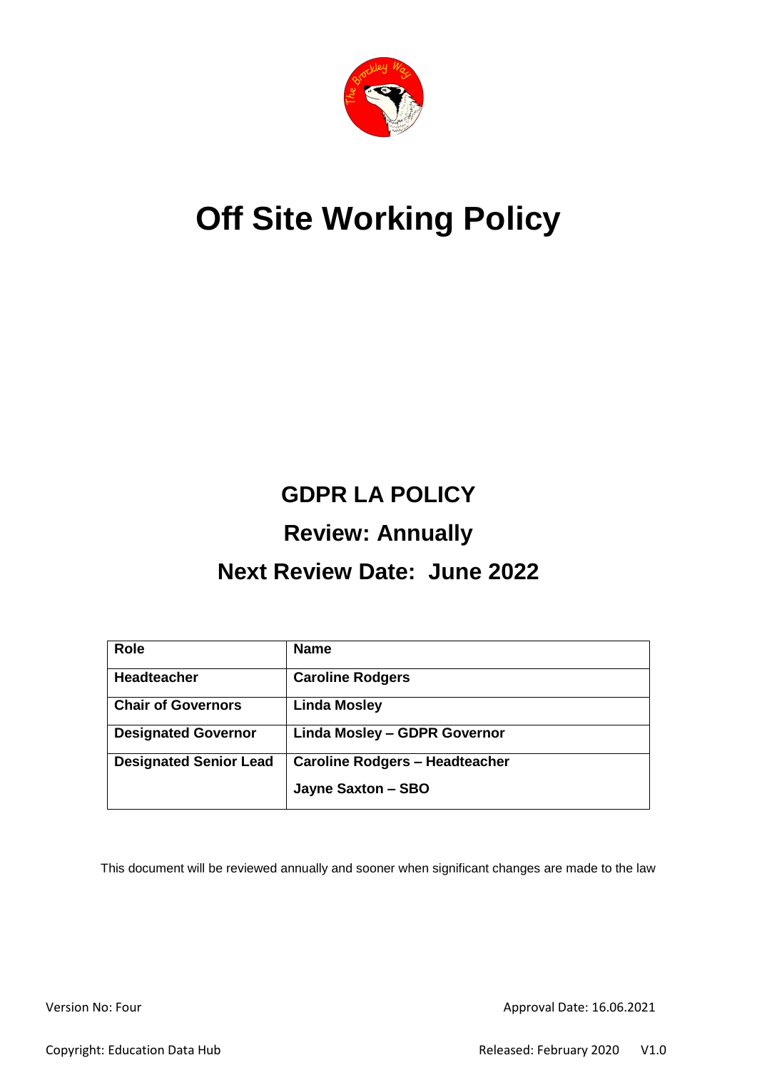# Off Site Working Policy

## GDPR LA POLICY

## Review: Annually

## Next Review Date: June 2022

| Role | Name |
|---|---|
| **Headteacher** | **Caroline Rodgers** |
| **Chair of Governors** | **Linda Mosley** |
| **Designated Governor** | **Linda Mosley – GDPR Governor** |
| **Designated Senior Lead** | **Caroline Rodgers – Headteacher**<br>**Jayne Saxton – SBO** |

This document will be reviewed annually and sooner when significant changes are made to the law

Version No: Four

Approval Date: 16.06.2021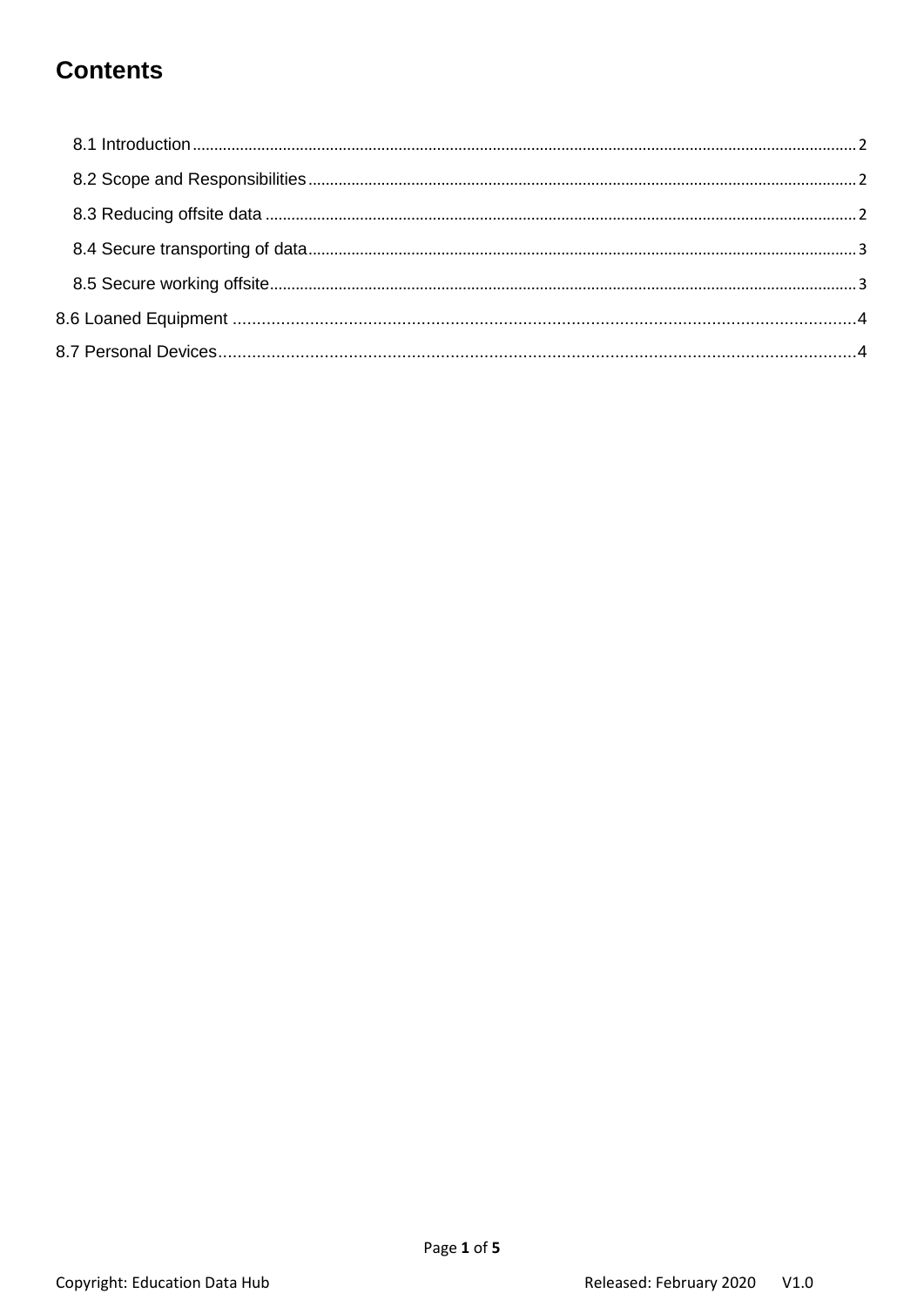# Contents

- 8.1 Introduction ........ 2
- 8.2 Scope and Responsibilities ........ 2
- 8.3 Reducing offsite data ........ 2
- 8.4 Secure transporting of data ........ 3
- 8.5 Secure working offsite ........ 3

8.6 Loaned Equipment ........ 4

8.7 Personal Devices ........ 4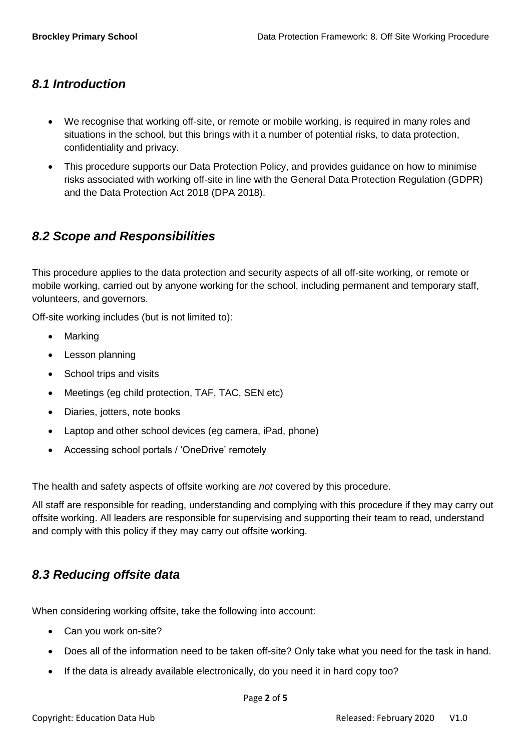## *8.1 Introduction*

- We recognise that working off-site, or remote or mobile working, is required in many roles and situations in the school, but this brings with it a number of potential risks, to data protection, confidentiality and privacy.
- This procedure supports our Data Protection Policy, and provides guidance on how to minimise risks associated with working off-site in line with the General Data Protection Regulation (GDPR) and the Data Protection Act 2018 (DPA 2018).

## *8.2 Scope and Responsibilities*

This procedure applies to the data protection and security aspects of all off-site working, or remote or mobile working, carried out by anyone working for the school, including permanent and temporary staff, volunteers, and governors.

Off-site working includes (but is not limited to):

- Marking
- Lesson planning
- School trips and visits
- Meetings (eg child protection, TAF, TAC, SEN etc)
- Diaries, jotters, note books
- Laptop and other school devices (eg camera, iPad, phone)
- Accessing school portals / 'OneDrive' remotely

The health and safety aspects of offsite working are *not* covered by this procedure.

All staff are responsible for reading, understanding and complying with this procedure if they may carry out offsite working. All leaders are responsible for supervising and supporting their team to read, understand and comply with this policy if they may carry out offsite working.

## *8.3 Reducing offsite data*

When considering working offsite, take the following into account:

- Can you work on-site?
- Does all of the information need to be taken off-site? Only take what you need for the task in hand.
- If the data is already available electronically, do you need it in hard copy too?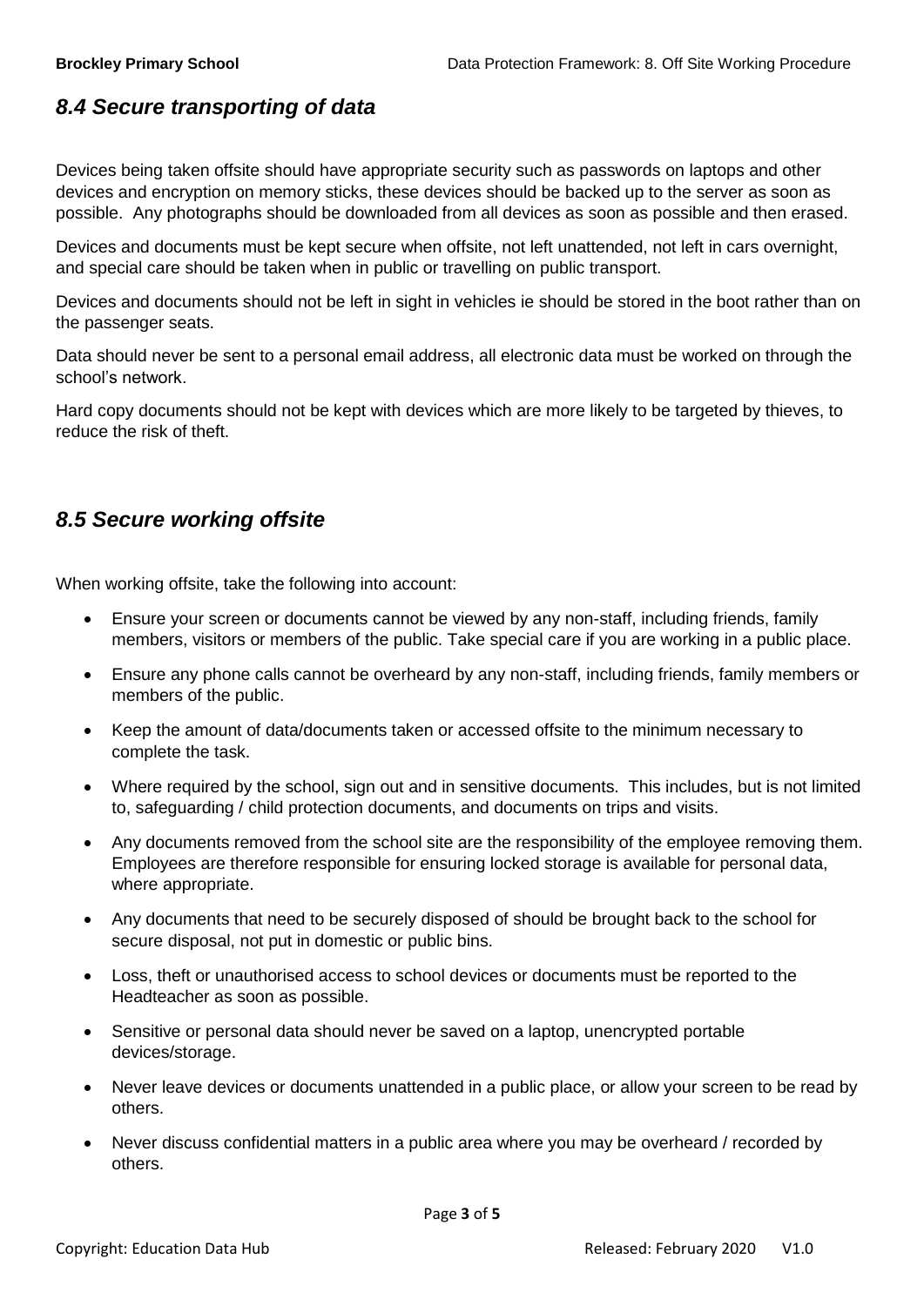## *8.4 Secure transporting of data*

Devices being taken offsite should have appropriate security such as passwords on laptops and other devices and encryption on memory sticks, these devices should be backed up to the server as soon as possible. Any photographs should be downloaded from all devices as soon as possible and then erased.

Devices and documents must be kept secure when offsite, not left unattended, not left in cars overnight, and special care should be taken when in public or travelling on public transport.

Devices and documents should not be left in sight in vehicles ie should be stored in the boot rather than on the passenger seats.

Data should never be sent to a personal email address, all electronic data must be worked on through the school's network.

Hard copy documents should not be kept with devices which are more likely to be targeted by thieves, to reduce the risk of theft.

## *8.5 Secure working offsite*

When working offsite, take the following into account:

- Ensure your screen or documents cannot be viewed by any non-staff, including friends, family members, visitors or members of the public. Take special care if you are working in a public place.
- Ensure any phone calls cannot be overheard by any non-staff, including friends, family members or members of the public.
- Keep the amount of data/documents taken or accessed offsite to the minimum necessary to complete the task.
- Where required by the school, sign out and in sensitive documents. This includes, but is not limited to, safeguarding / child protection documents, and documents on trips and visits.
- Any documents removed from the school site are the responsibility of the employee removing them. Employees are therefore responsible for ensuring locked storage is available for personal data, where appropriate.
- Any documents that need to be securely disposed of should be brought back to the school for secure disposal, not put in domestic or public bins.
- Loss, theft or unauthorised access to school devices or documents must be reported to the Headteacher as soon as possible.
- Sensitive or personal data should never be saved on a laptop, unencrypted portable devices/storage.
- Never leave devices or documents unattended in a public place, or allow your screen to be read by others.
- Never discuss confidential matters in a public area where you may be overheard / recorded by others.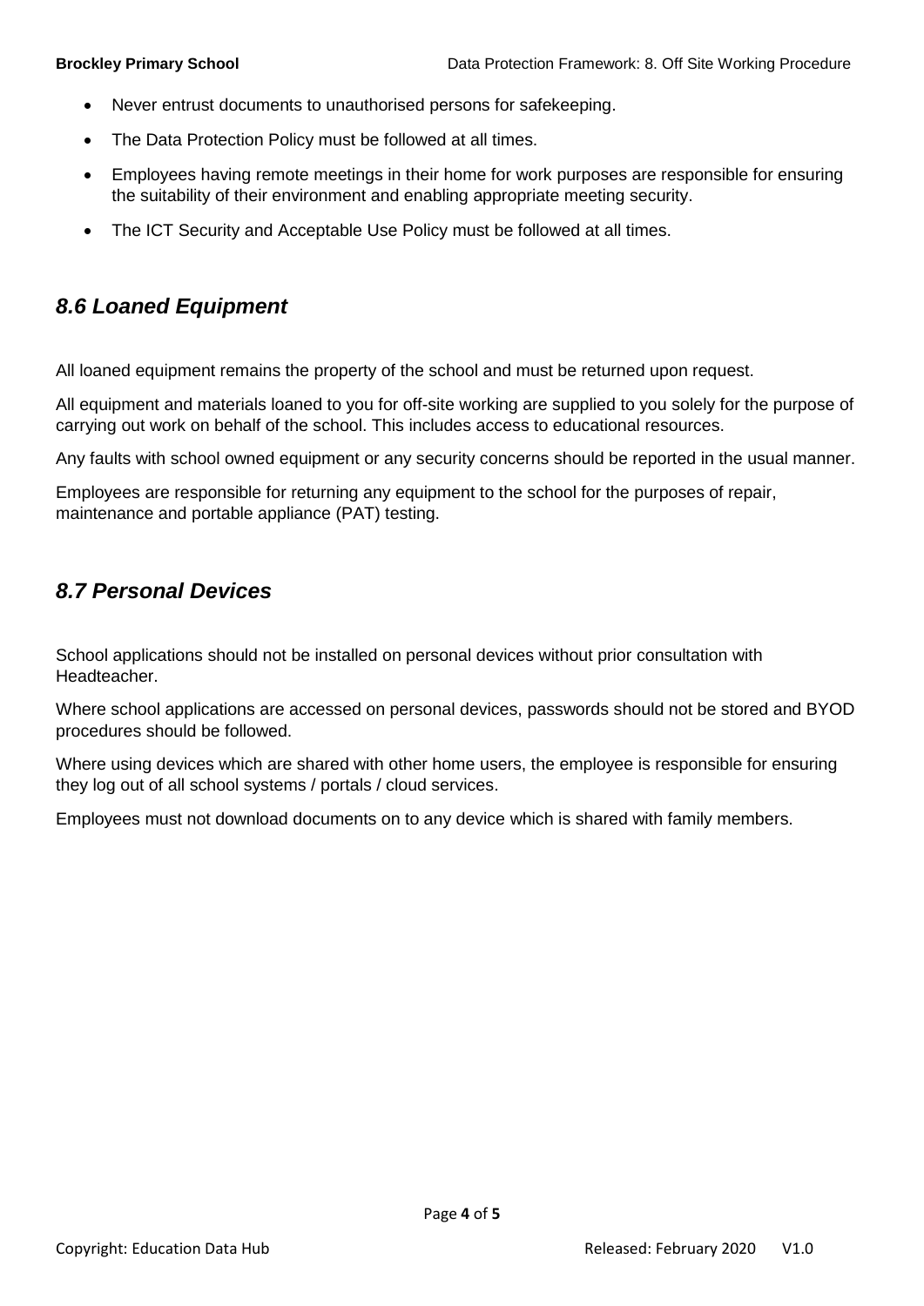- Never entrust documents to unauthorised persons for safekeeping.
- The Data Protection Policy must be followed at all times.
- Employees having remote meetings in their home for work purposes are responsible for ensuring the suitability of their environment and enabling appropriate meeting security.
- The ICT Security and Acceptable Use Policy must be followed at all times.

## *8.6 Loaned Equipment*

All loaned equipment remains the property of the school and must be returned upon request.

All equipment and materials loaned to you for off-site working are supplied to you solely for the purpose of carrying out work on behalf of the school. This includes access to educational resources.

Any faults with school owned equipment or any security concerns should be reported in the usual manner.

Employees are responsible for returning any equipment to the school for the purposes of repair, maintenance and portable appliance (PAT) testing.

## *8.7 Personal Devices*

School applications should not be installed on personal devices without prior consultation with Headteacher.

Where school applications are accessed on personal devices, passwords should not be stored and BYOD procedures should be followed.

Where using devices which are shared with other home users, the employee is responsible for ensuring they log out of all school systems / portals / cloud services.

Employees must not download documents on to any device which is shared with family members.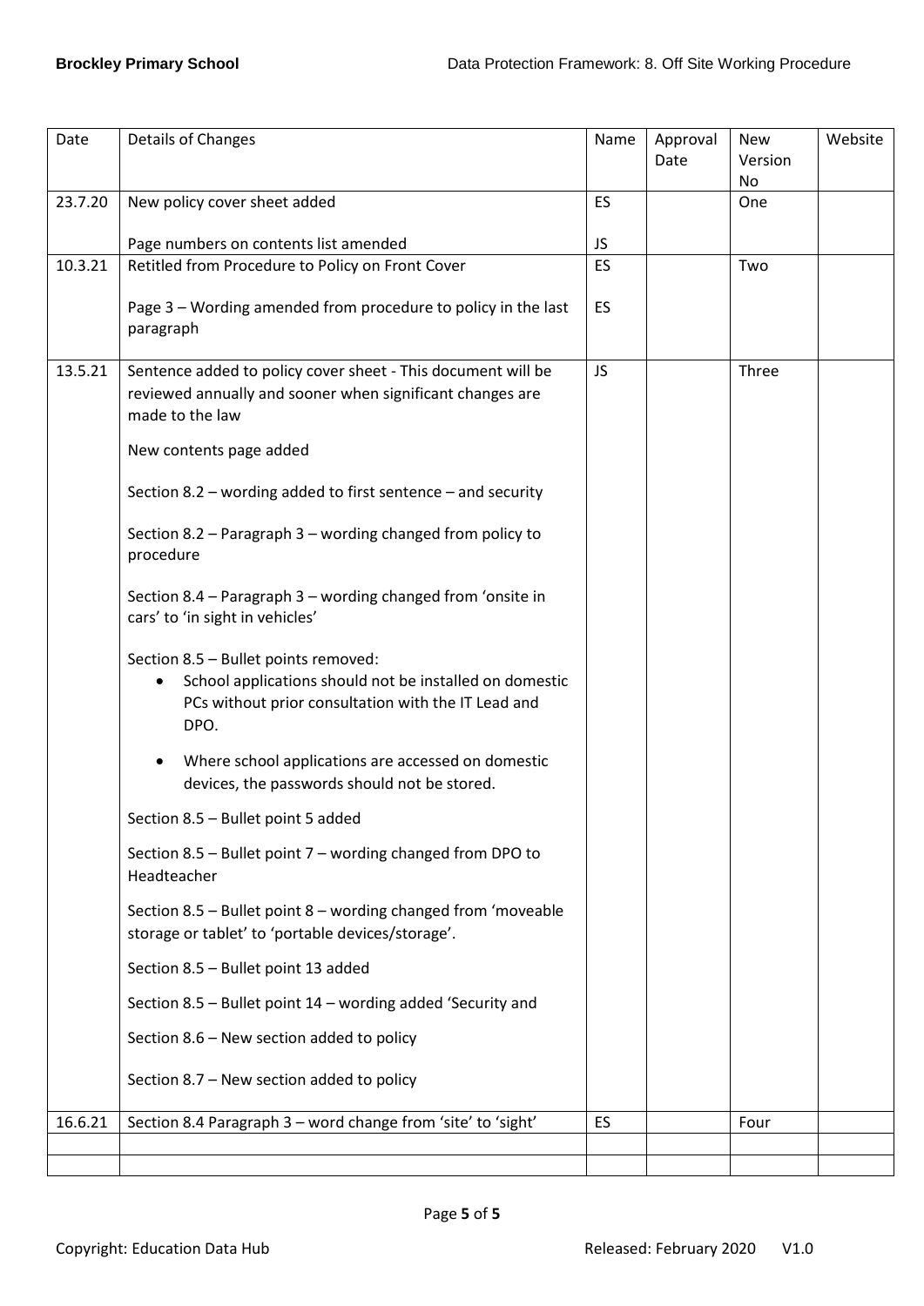| Date | Details of Changes | Name | Approval Date | New Version No | Website |
|---|---|---|---|---|---|
| 23.7.20 | New policy cover sheet added<br><br>Page numbers on contents list amended | ES<br><br>JS | | One | |
| 10.3.21 | Retitled from Procedure to Policy on Front Cover<br><br>Page 3 – Wording amended from procedure to policy in the last paragraph | ES<br><br>ES | | Two | |
| 13.5.21 | Sentence added to policy cover sheet - This document will be reviewed annually and sooner when significant changes are made to the law<br><br>New contents page added<br><br>Section 8.2 – wording added to first sentence – and security<br><br>Section 8.2 – Paragraph 3 – wording changed from policy to procedure<br><br>Section 8.4 – Paragraph 3 – wording changed from 'onsite in cars' to 'in sight in vehicles'<br><br>Section 8.5 – Bullet points removed:<br>• School applications should not be installed on domestic PCs without prior consultation with the IT Lead and DPO.<br>• Where school applications are accessed on domestic devices, the passwords should not be stored.<br><br>Section 8.5 – Bullet point 5 added<br><br>Section 8.5 – Bullet point 7 – wording changed from DPO to Headteacher<br><br>Section 8.5 – Bullet point 8 – wording changed from 'moveable storage or tablet' to 'portable devices/storage'.<br><br>Section 8.5 – Bullet point 13 added<br><br>Section 8.5 – Bullet point 14 – wording added 'Security and<br><br>Section 8.6 – New section added to policy<br><br>Section 8.7 – New section added to policy | JS | | Three | |
| 16.6.21 | Section 8.4 Paragraph 3 – word change from 'site' to 'sight' | ES | | Four | |
| | | | | | |
| | | | | | |